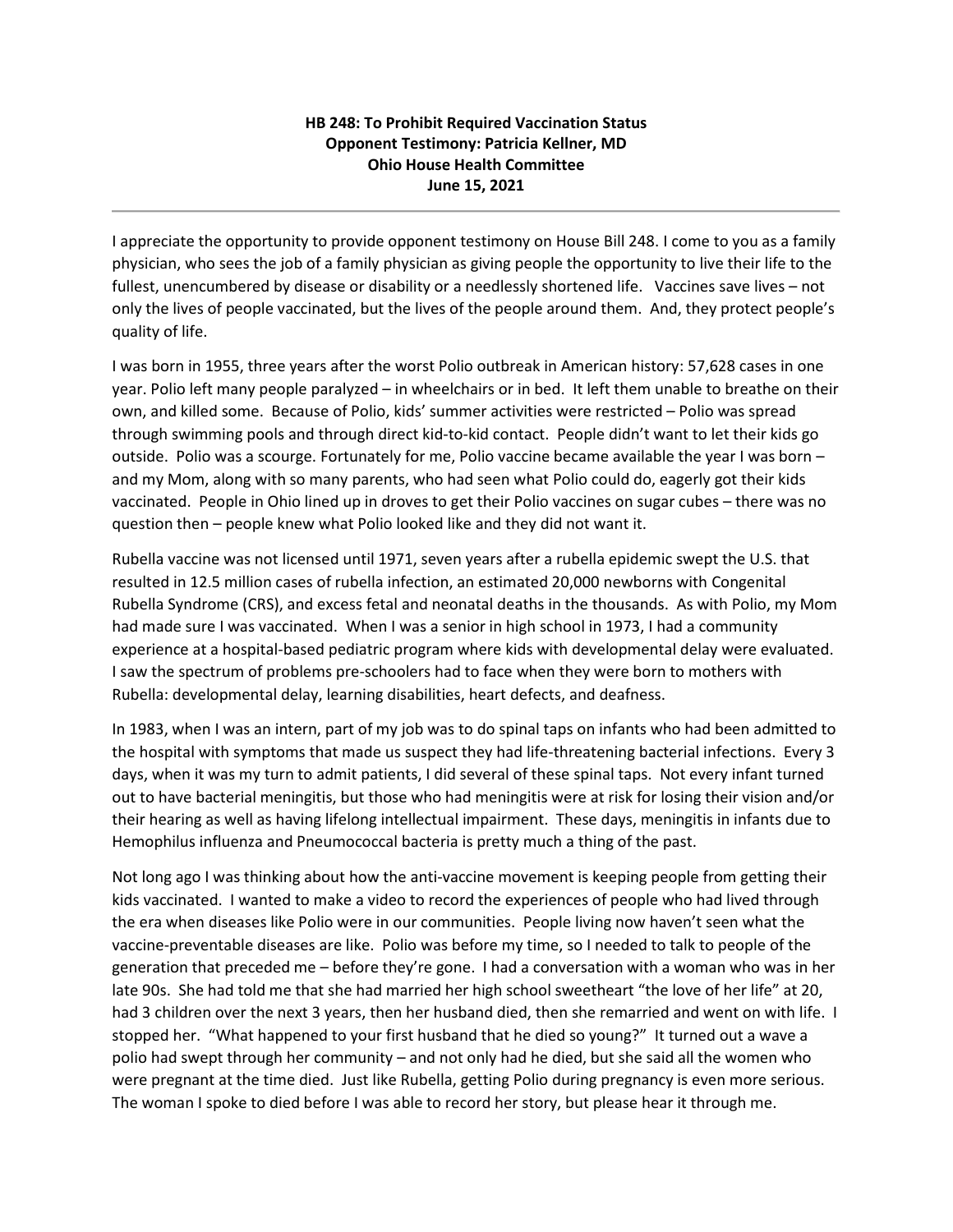**HB 248: To Prohibit Required Vaccination Status**
**Opponent Testimony: Patricia Kellner, MD**
**Ohio House Health Committee**
**June 15, 2021**

---

I appreciate the opportunity to provide opponent testimony on House Bill 248. I come to you as a family physician, who sees the job of a family physician as giving people the opportunity to live their life to the fullest, unencumbered by disease or disability or a needlessly shortened life. Vaccines save lives – not only the lives of people vaccinated, but the lives of the people around them. And, they protect people's quality of life.

I was born in 1955, three years after the worst Polio outbreak in American history: 57,628 cases in one year. Polio left many people paralyzed – in wheelchairs or in bed. It left them unable to breathe on their own, and killed some. Because of Polio, kids' summer activities were restricted – Polio was spread through swimming pools and through direct kid-to-kid contact. People didn't want to let their kids go outside. Polio was a scourge. Fortunately for me, Polio vaccine became available the year I was born – and my Mom, along with so many parents, who had seen what Polio could do, eagerly got their kids vaccinated. People in Ohio lined up in droves to get their Polio vaccines on sugar cubes – there was no question then – people knew what Polio looked like and they did not want it.

Rubella vaccine was not licensed until 1971, seven years after a rubella epidemic swept the U.S. that resulted in 12.5 million cases of rubella infection, an estimated 20,000 newborns with Congenital Rubella Syndrome (CRS), and excess fetal and neonatal deaths in the thousands. As with Polio, my Mom had made sure I was vaccinated. When I was a senior in high school in 1973, I had a community experience at a hospital-based pediatric program where kids with developmental delay were evaluated. I saw the spectrum of problems pre-schoolers had to face when they were born to mothers with Rubella: developmental delay, learning disabilities, heart defects, and deafness.

In 1983, when I was an intern, part of my job was to do spinal taps on infants who had been admitted to the hospital with symptoms that made us suspect they had life-threatening bacterial infections. Every 3 days, when it was my turn to admit patients, I did several of these spinal taps. Not every infant turned out to have bacterial meningitis, but those who had meningitis were at risk for losing their vision and/or their hearing as well as having lifelong intellectual impairment. These days, meningitis in infants due to Hemophilus influenza and Pneumococcal bacteria is pretty much a thing of the past.

Not long ago I was thinking about how the anti-vaccine movement is keeping people from getting their kids vaccinated. I wanted to make a video to record the experiences of people who had lived through the era when diseases like Polio were in our communities. People living now haven't seen what the vaccine-preventable diseases are like. Polio was before my time, so I needed to talk to people of the generation that preceded me – before they're gone. I had a conversation with a woman who was in her late 90s. She had told me that she had married her high school sweetheart "the love of her life" at 20, had 3 children over the next 3 years, then her husband died, then she remarried and went on with life. I stopped her. "What happened to your first husband that he died so young?" It turned out a wave a polio had swept through her community – and not only had he died, but she said all the women who were pregnant at the time died. Just like Rubella, getting Polio during pregnancy is even more serious. The woman I spoke to died before I was able to record her story, but please hear it through me.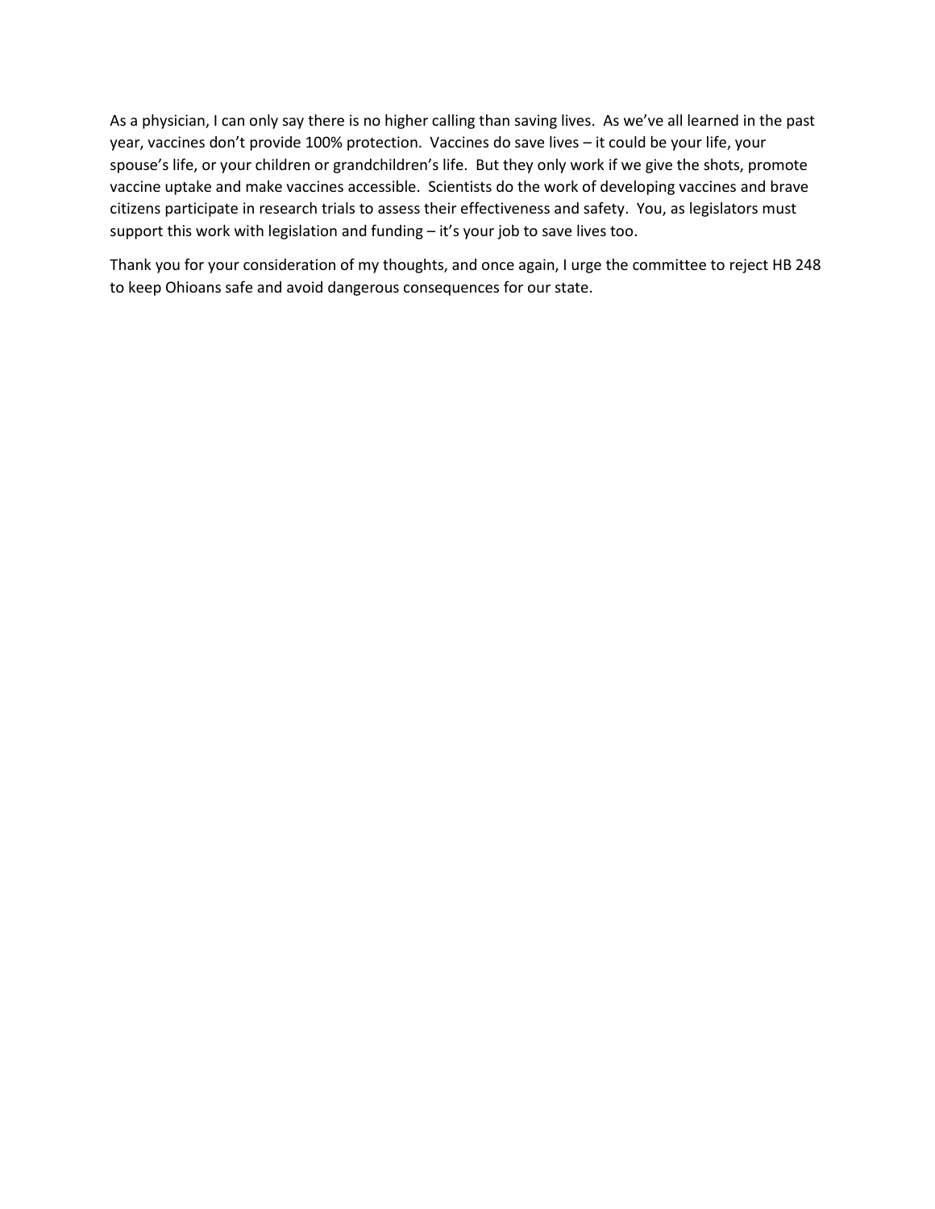As a physician, I can only say there is no higher calling than saving lives. As we've all learned in the past year, vaccines don't provide 100% protection. Vaccines do save lives – it could be your life, your spouse's life, or your children or grandchildren's life. But they only work if we give the shots, promote vaccine uptake and make vaccines accessible. Scientists do the work of developing vaccines and brave citizens participate in research trials to assess their effectiveness and safety. You, as legislators must support this work with legislation and funding – it's your job to save lives too.

Thank you for your consideration of my thoughts, and once again, I urge the committee to reject HB 248 to keep Ohioans safe and avoid dangerous consequences for our state.